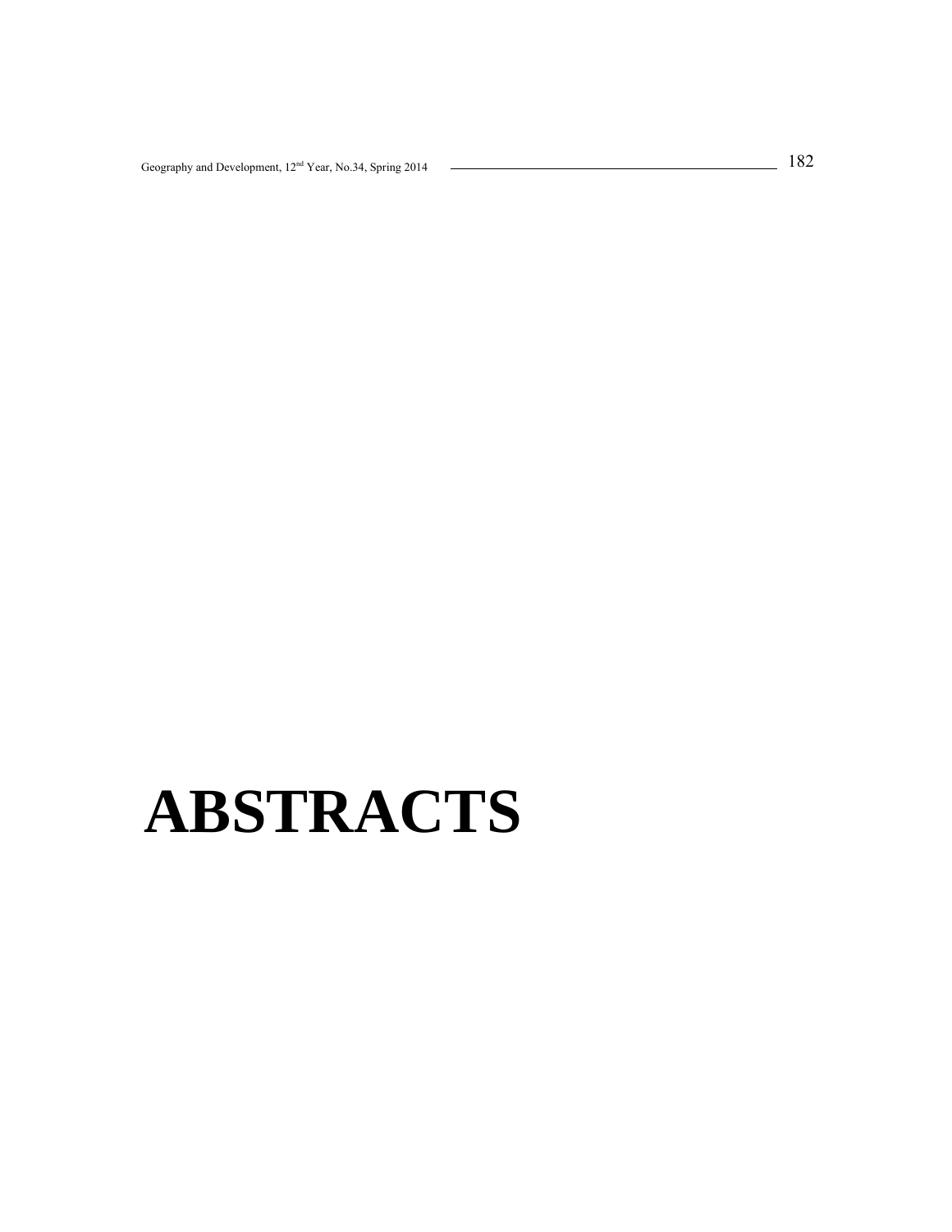# ABSTRACTS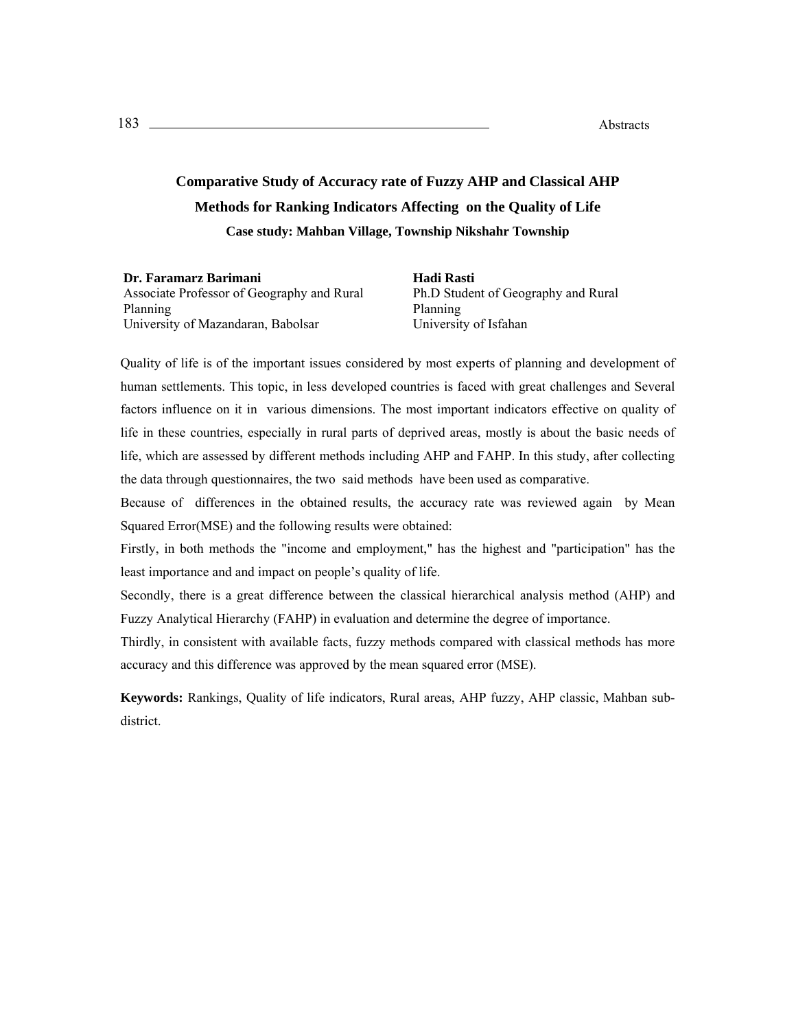# Comparative Study of Accuracy rate of Fuzzy AHP and Classical AHP Methods for Ranking Indicators Affecting on the Quality of Life

### Case study: Mahban Village, Township Nikshahr Township

**Dr. Faramarz Barimani**
Associate Professor of Geography and Rural Planning
University of Mazandaran, Babolsar

**Hadi Rasti**
Ph.D Student of Geography and Rural Planning
University of Isfahan

Quality of life is of the important issues considered by most experts of planning and development of human settlements. This topic, in less developed countries is faced with great challenges and Several factors influence on it in various dimensions. The most important indicators effective on quality of life in these countries, especially in rural parts of deprived areas, mostly is about the basic needs of life, which are assessed by different methods including AHP and FAHP. In this study, after collecting the data through questionnaires, the two said methods have been used as comparative.

Because of differences in the obtained results, the accuracy rate was reviewed again by Mean Squared Error(MSE) and the following results were obtained:

Firstly, in both methods the "income and employment," has the highest and "participation" has the least importance and and impact on people's quality of life.

Secondly, there is a great difference between the classical hierarchical analysis method (AHP) and Fuzzy Analytical Hierarchy (FAHP) in evaluation and determine the degree of importance.

Thirdly, in consistent with available facts, fuzzy methods compared with classical methods has more accuracy and this difference was approved by the mean squared error (MSE).

**Keywords:** Rankings, Quality of life indicators, Rural areas, AHP fuzzy, AHP classic, Mahban sub-district.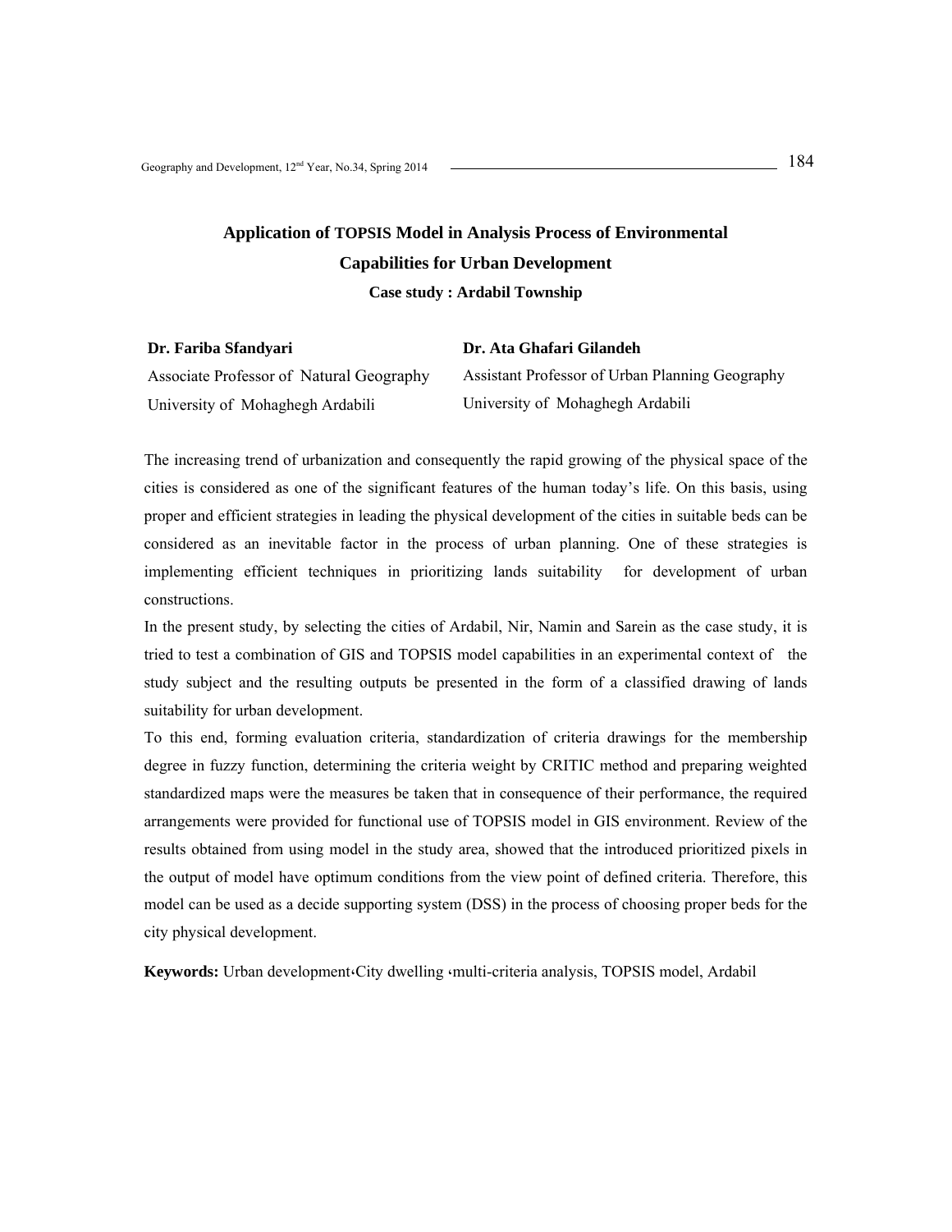# Application of TOPSIS Model in Analysis Process of Environmental Capabilities for Urban Development

### Case study : Ardabil Township

**Dr. Fariba Sfandyari**
Associate Professor of Natural Geography
University of Mohaghegh Ardabili

**Dr. Ata Ghafari Gilandeh**
Assistant Professor of Urban Planning Geography
University of Mohaghegh Ardabili

The increasing trend of urbanization and consequently the rapid growing of the physical space of the cities is considered as one of the significant features of the human today's life. On this basis, using proper and efficient strategies in leading the physical development of the cities in suitable beds can be considered as an inevitable factor in the process of urban planning. One of these strategies is implementing efficient techniques in prioritizing lands suitability for development of urban constructions.

In the present study, by selecting the cities of Ardabil, Nir, Namin and Sarein as the case study, it is tried to test a combination of GIS and TOPSIS model capabilities in an experimental context of the study subject and the resulting outputs be presented in the form of a classified drawing of lands suitability for urban development.

To this end, forming evaluation criteria, standardization of criteria drawings for the membership degree in fuzzy function, determining the criteria weight by CRITIC method and preparing weighted standardized maps were the measures be taken that in consequence of their performance, the required arrangements were provided for functional use of TOPSIS model in GIS environment. Review of the results obtained from using model in the study area, showed that the introduced prioritized pixels in the output of model have optimum conditions from the view point of defined criteria. Therefore, this model can be used as a decide supporting system (DSS) in the process of choosing proper beds for the city physical development.

**Keywords:** Urban development،City dwelling ،multi-criteria analysis, TOPSIS model, Ardabil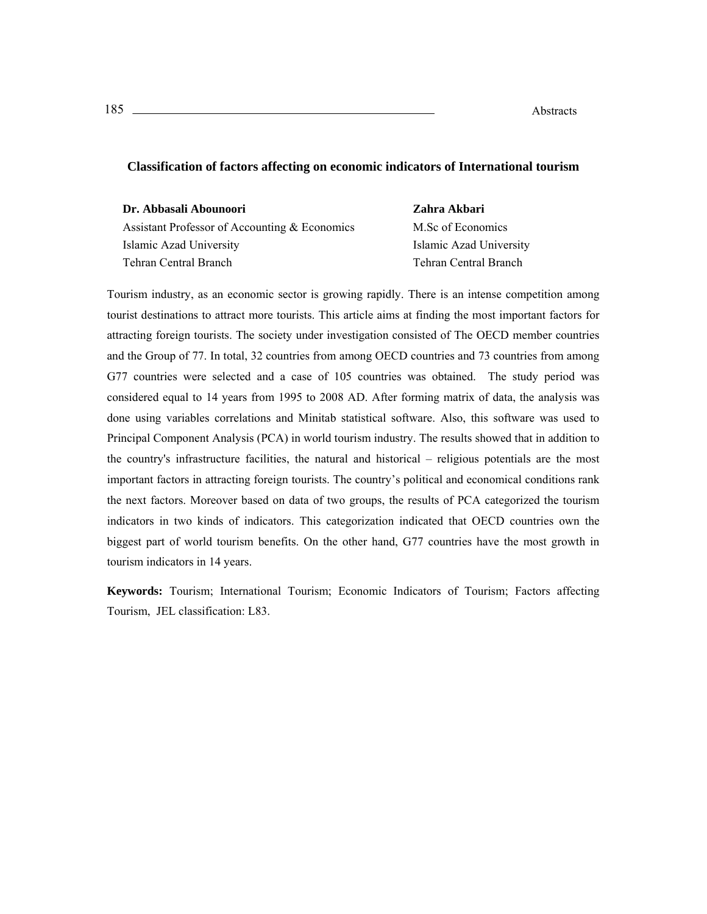## Classification of factors affecting on economic indicators of International tourism

**Dr. Abbasali Abounoori**
Assistant Professor of Accounting & Economics
Islamic Azad University
Tehran Central Branch

**Zahra Akbari**
M.Sc of Economics
Islamic Azad University
Tehran Central Branch

Tourism industry, as an economic sector is growing rapidly. There is an intense competition among tourist destinations to attract more tourists. This article aims at finding the most important factors for attracting foreign tourists. The society under investigation consisted of The OECD member countries and the Group of 77. In total, 32 countries from among OECD countries and 73 countries from among G77 countries were selected and a case of 105 countries was obtained. The study period was considered equal to 14 years from 1995 to 2008 AD. After forming matrix of data, the analysis was done using variables correlations and Minitab statistical software. Also, this software was used to Principal Component Analysis (PCA) in world tourism industry. The results showed that in addition to the country's infrastructure facilities, the natural and historical – religious potentials are the most important factors in attracting foreign tourists. The country's political and economical conditions rank the next factors. Moreover based on data of two groups, the results of PCA categorized the tourism indicators in two kinds of indicators. This categorization indicated that OECD countries own the biggest part of world tourism benefits. On the other hand, G77 countries have the most growth in tourism indicators in 14 years.

**Keywords:** Tourism; International Tourism; Economic Indicators of Tourism; Factors affecting Tourism, JEL classification: L83.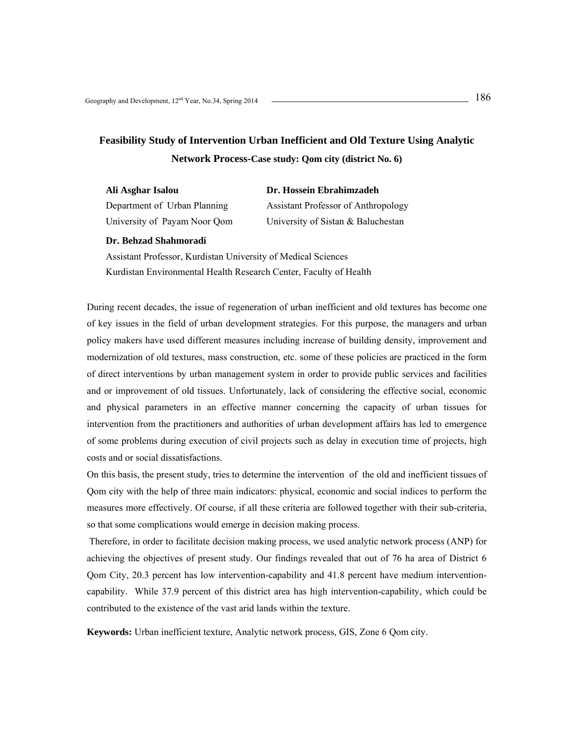# Feasibility Study of Intervention Urban Inefficient and Old Texture Using Analytic Network Process-Case study: Qom city (district No. 6)

**Ali Asghar Isalou**
Department of Urban Planning
University of Payam Noor Qom

**Dr. Hossein Ebrahimzadeh**
Assistant Professor of Anthropology
University of Sistan & Baluchestan

**Dr. Behzad Shahmoradi**
Assistant Professor, Kurdistan University of Medical Sciences
Kurdistan Environmental Health Research Center, Faculty of Health

During recent decades, the issue of regeneration of urban inefficient and old textures has become one of key issues in the field of urban development strategies. For this purpose, the managers and urban policy makers have used different measures including increase of building density, improvement and modernization of old textures, mass construction, etc. some of these policies are practiced in the form of direct interventions by urban management system in order to provide public services and facilities and or improvement of old tissues. Unfortunately, lack of considering the effective social, economic and physical parameters in an effective manner concerning the capacity of urban tissues for intervention from the practitioners and authorities of urban development affairs has led to emergence of some problems during execution of civil projects such as delay in execution time of projects, high costs and or social dissatisfactions.

On this basis, the present study, tries to determine the intervention of the old and inefficient tissues of Qom city with the help of three main indicators: physical, economic and social indices to perform the measures more effectively. Of course, if all these criteria are followed together with their sub-criteria, so that some complications would emerge in decision making process.

Therefore, in order to facilitate decision making process, we used analytic network process (ANP) for achieving the objectives of present study. Our findings revealed that out of 76 ha area of District 6 Qom City, 20.3 percent has low intervention-capability and 41.8 percent have medium intervention-capability. While 37.9 percent of this district area has high intervention-capability, which could be contributed to the existence of the vast arid lands within the texture.

**Keywords:** Urban inefficient texture, Analytic network process, GIS, Zone 6 Qom city.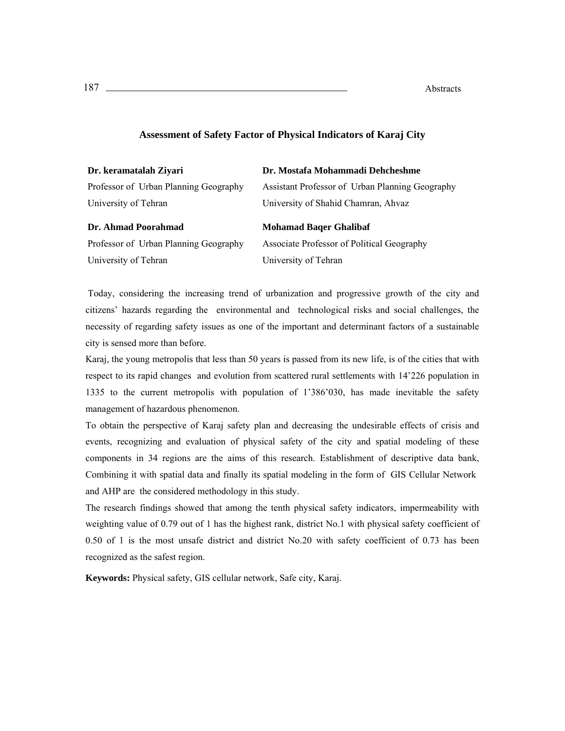## Assessment of Safety Factor of Physical Indicators of Karaj City

**Dr. keramatalah Ziyari**
Professor of Urban Planning Geography
University of Tehran

**Dr. Mostafa Mohammadi Dehcheshme**
Assistant Professor of Urban Planning Geography
University of Shahid Chamran, Ahvaz

**Dr. Ahmad Poorahmad**
Professor of Urban Planning Geography
University of Tehran

**Mohamad Baqer Ghalibaf**
Associate Professor of Political Geography
University of Tehran

Today, considering the increasing trend of urbanization and progressive growth of the city and citizens' hazards regarding the environmental and technological risks and social challenges, the necessity of regarding safety issues as one of the important and determinant factors of a sustainable city is sensed more than before.

Karaj, the young metropolis that less than 50 years is passed from its new life, is of the cities that with respect to its rapid changes and evolution from scattered rural settlements with 14'226 population in 1335 to the current metropolis with population of 1'386'030, has made inevitable the safety management of hazardous phenomenon.

To obtain the perspective of Karaj safety plan and decreasing the undesirable effects of crisis and events, recognizing and evaluation of physical safety of the city and spatial modeling of these components in 34 regions are the aims of this research. Establishment of descriptive data bank, Combining it with spatial data and finally its spatial modeling in the form of GIS Cellular Network and AHP are the considered methodology in this study.

The research findings showed that among the tenth physical safety indicators, impermeability with weighting value of 0.79 out of 1 has the highest rank, district No.1 with physical safety coefficient of 0.50 of 1 is the most unsafe district and district No.20 with safety coefficient of 0.73 has been recognized as the safest region.

**Keywords:** Physical safety, GIS cellular network, Safe city, Karaj.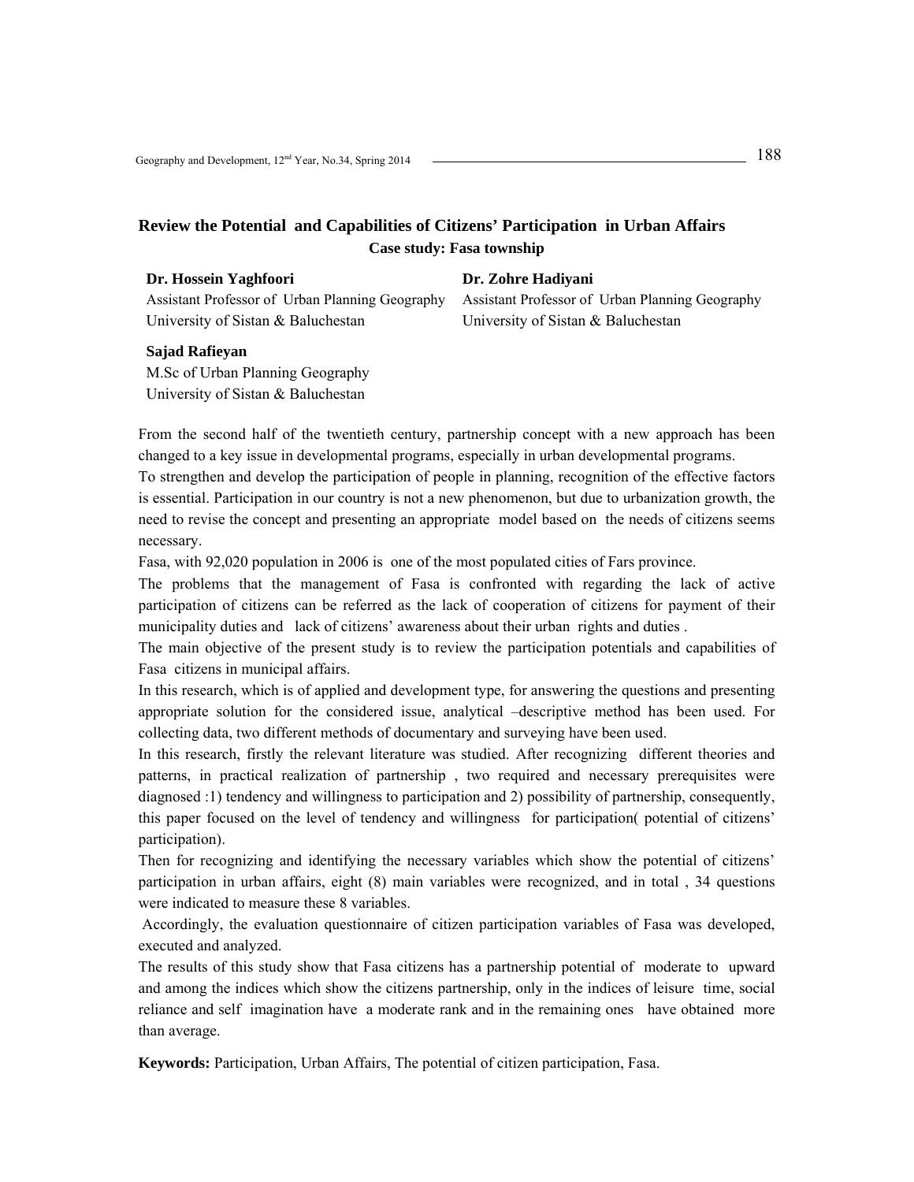## Review the Potential and Capabilities of Citizens' Participation in Urban Affairs

### Case study: Fasa township

**Dr. Hossein Yaghfoori**
Assistant Professor of Urban Planning Geography
University of Sistan & Baluchestan

**Dr. Zohre Hadiyani**
Assistant Professor of Urban Planning Geography
University of Sistan & Baluchestan

**Sajad Rafieyan**
M.Sc of Urban Planning Geography
University of Sistan & Baluchestan

From the second half of the twentieth century, partnership concept with a new approach has been changed to a key issue in developmental programs, especially in urban developmental programs.

To strengthen and develop the participation of people in planning, recognition of the effective factors is essential. Participation in our country is not a new phenomenon, but due to urbanization growth, the need to revise the concept and presenting an appropriate model based on the needs of citizens seems necessary.

Fasa, with 92,020 population in 2006 is one of the most populated cities of Fars province.

The problems that the management of Fasa is confronted with regarding the lack of active participation of citizens can be referred as the lack of cooperation of citizens for payment of their municipality duties and lack of citizens' awareness about their urban rights and duties .

The main objective of the present study is to review the participation potentials and capabilities of Fasa citizens in municipal affairs.

In this research, which is of applied and development type, for answering the questions and presenting appropriate solution for the considered issue, analytical –descriptive method has been used. For collecting data, two different methods of documentary and surveying have been used.

In this research, firstly the relevant literature was studied. After recognizing different theories and patterns, in practical realization of partnership , two required and necessary prerequisites were diagnosed :1) tendency and willingness to participation and 2) possibility of partnership, consequently, this paper focused on the level of tendency and willingness for participation( potential of citizens' participation).

Then for recognizing and identifying the necessary variables which show the potential of citizens' participation in urban affairs, eight (8) main variables were recognized, and in total , 34 questions were indicated to measure these 8 variables.

Accordingly, the evaluation questionnaire of citizen participation variables of Fasa was developed, executed and analyzed.

The results of this study show that Fasa citizens has a partnership potential of moderate to upward and among the indices which show the citizens partnership, only in the indices of leisure time, social reliance and self imagination have a moderate rank and in the remaining ones have obtained more than average.

**Keywords:** Participation, Urban Affairs, The potential of citizen participation, Fasa.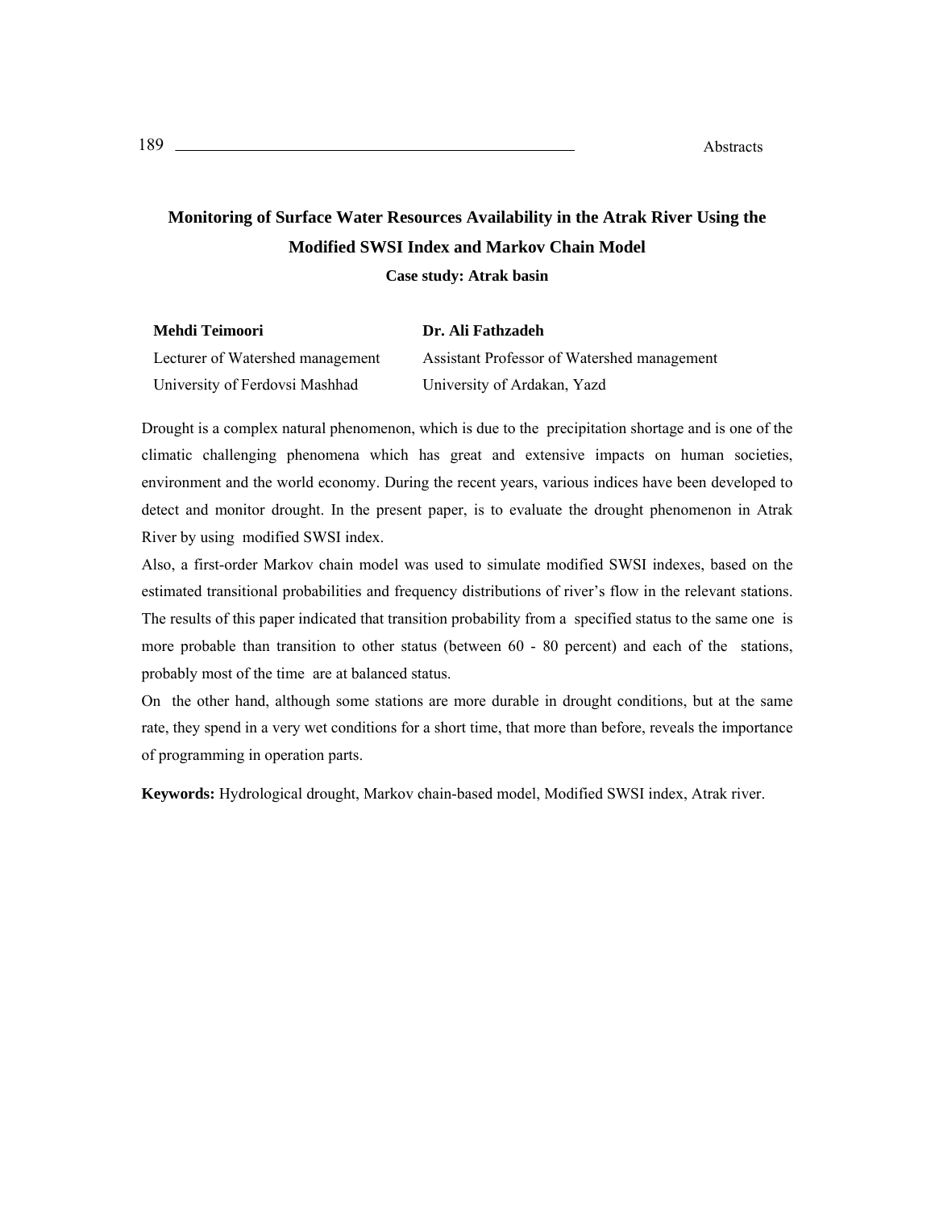# Monitoring of Surface Water Resources Availability in the Atrak River Using the Modified SWSI Index and Markov Chain Model

**Case study: Atrak basin**

| **Mehdi Teimoori** | **Dr. Ali Fathzadeh** |
|---|---|
| Lecturer of Watershed management | Assistant Professor of Watershed management |
| University of Ferdovsi Mashhad | University of Ardakan, Yazd |

Drought is a complex natural phenomenon, which is due to the precipitation shortage and is one of the climatic challenging phenomena which has great and extensive impacts on human societies, environment and the world economy. During the recent years, various indices have been developed to detect and monitor drought. In the present paper, is to evaluate the drought phenomenon in Atrak River by using modified SWSI index.

Also, a first-order Markov chain model was used to simulate modified SWSI indexes, based on the estimated transitional probabilities and frequency distributions of river's flow in the relevant stations. The results of this paper indicated that transition probability from a specified status to the same one is more probable than transition to other status (between 60 - 80 percent) and each of the stations, probably most of the time are at balanced status.

On the other hand, although some stations are more durable in drought conditions, but at the same rate, they spend in a very wet conditions for a short time, that more than before, reveals the importance of programming in operation parts.

**Keywords:** Hydrological drought, Markov chain-based model, Modified SWSI index, Atrak river.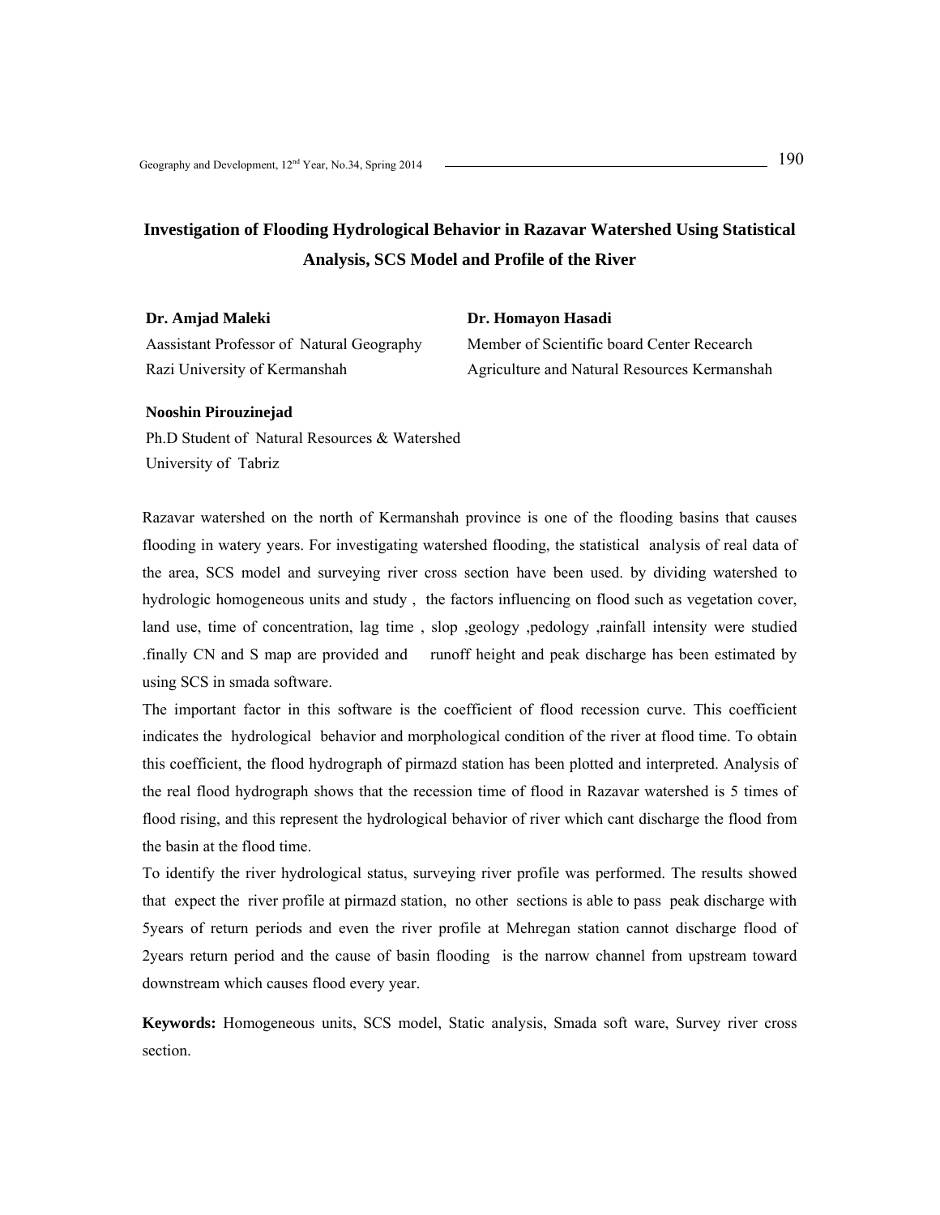# Investigation of Flooding Hydrological Behavior in Razavar Watershed Using Statistical Analysis, SCS Model and Profile of the River

**Dr. Amjad Maleki**
Aassistant Professor of Natural Geography
Razi University of Kermanshah

**Dr. Homayon Hasadi**
Member of Scientific board Center Recearch
Agriculture and Natural Resources Kermanshah

**Nooshin Pirouzinejad**
Ph.D Student of Natural Resources & Watershed
University of Tabriz

Razavar watershed on the north of Kermanshah province is one of the flooding basins that causes flooding in watery years. For investigating watershed flooding, the statistical analysis of real data of the area, SCS model and surveying river cross section have been used. by dividing watershed to hydrologic homogeneous units and study , the factors influencing on flood such as vegetation cover, land use, time of concentration, lag time , slop ,geology ,pedology ,rainfall intensity were studied .finally CN and S map are provided and runoff height and peak discharge has been estimated by using SCS in smada software.

The important factor in this software is the coefficient of flood recession curve. This coefficient indicates the hydrological behavior and morphological condition of the river at flood time. To obtain this coefficient, the flood hydrograph of pirmazd station has been plotted and interpreted. Analysis of the real flood hydrograph shows that the recession time of flood in Razavar watershed is 5 times of flood rising, and this represent the hydrological behavior of river which cant discharge the flood from the basin at the flood time.

To identify the river hydrological status, surveying river profile was performed. The results showed that expect the river profile at pirmazd station, no other sections is able to pass peak discharge with 5years of return periods and even the river profile at Mehregan station cannot discharge flood of 2years return period and the cause of basin flooding is the narrow channel from upstream toward downstream which causes flood every year.

**Keywords:** Homogeneous units, SCS model, Static analysis, Smada soft ware, Survey river cross section.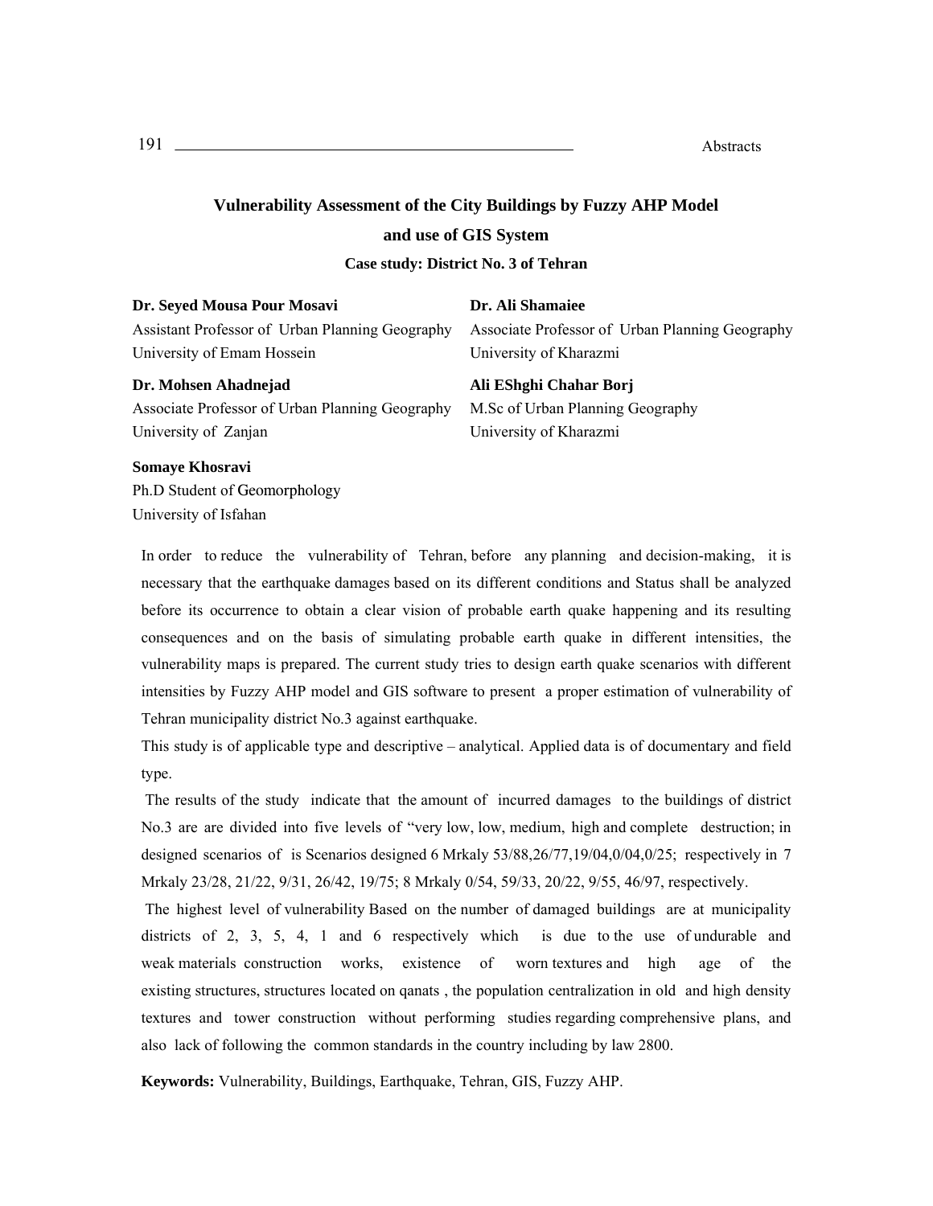# Vulnerability Assessment of the City Buildings by Fuzzy AHP Model and use of GIS System

### Case study: District No. 3 of Tehran

**Dr. Seyed Mousa Pour Mosavi**
Assistant Professor of Urban Planning Geography
University of Emam Hossein

**Dr. Ali Shamaiee**
Associate Professor of Urban Planning Geography
University of Kharazmi

**Dr. Mohsen Ahadnejad**
Associate Professor of Urban Planning Geography
University of Zanjan

**Ali EShghi Chahar Borj**
M.Sc of Urban Planning Geography
University of Kharazmi

**Somaye Khosravi**
Ph.D Student of Geomorphology
University of Isfahan

In order to reduce the vulnerability of Tehran, before any planning and decision-making, it is necessary that the earthquake damages based on its different conditions and Status shall be analyzed before its occurrence to obtain a clear vision of probable earth quake happening and its resulting consequences and on the basis of simulating probable earth quake in different intensities, the vulnerability maps is prepared. The current study tries to design earth quake scenarios with different intensities by Fuzzy AHP model and GIS software to present a proper estimation of vulnerability of Tehran municipality district No.3 against earthquake.

This study is of applicable type and descriptive – analytical. Applied data is of documentary and field type.

The results of the study indicate that the amount of incurred damages to the buildings of district No.3 are are divided into five levels of "very low, low, medium, high and complete destruction; in designed scenarios of is Scenarios designed 6 Mrkaly 53/88,26/77,19/04,0/04,0/25; respectively in 7 Mrkaly 23/28, 21/22, 9/31, 26/42, 19/75; 8 Mrkaly 0/54, 59/33, 20/22, 9/55, 46/97, respectively.

The highest level of vulnerability Based on the number of damaged buildings are at municipality districts of 2, 3, 5, 4, 1 and 6 respectively which is due to the use of undurable and weak materials construction works, existence of worn textures and high age of the existing structures, structures located on qanats , the population centralization in old and high density textures and tower construction without performing studies regarding comprehensive plans, and also lack of following the common standards in the country including by law 2800.

**Keywords:** Vulnerability, Buildings, Earthquake, Tehran, GIS, Fuzzy AHP.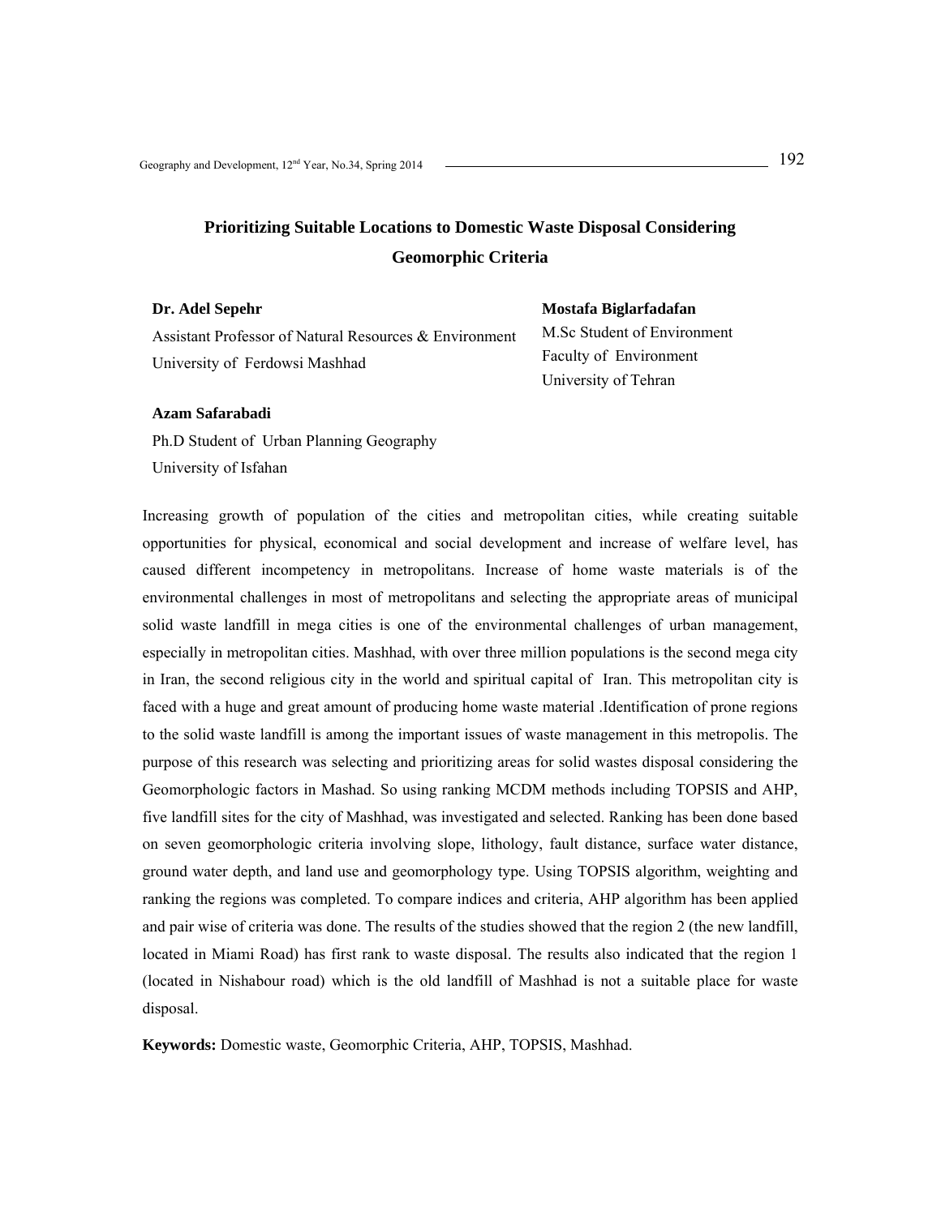# Prioritizing Suitable Locations to Domestic Waste Disposal Considering Geomorphic Criteria

**Dr. Adel Sepehr**
Assistant Professor of Natural Resources & Environment
University of Ferdowsi Mashhad

**Mostafa Biglarfadafan**
M.Sc Student of Environment
Faculty of Environment
University of Tehran

**Azam Safarabadi**
Ph.D Student of Urban Planning Geography
University of Isfahan

Increasing growth of population of the cities and metropolitan cities, while creating suitable opportunities for physical, economical and social development and increase of welfare level, has caused different incompetency in metropolitans. Increase of home waste materials is of the environmental challenges in most of metropolitans and selecting the appropriate areas of municipal solid waste landfill in mega cities is one of the environmental challenges of urban management, especially in metropolitan cities. Mashhad, with over three million populations is the second mega city in Iran, the second religious city in the world and spiritual capital of Iran. This metropolitan city is faced with a huge and great amount of producing home waste material .Identification of prone regions to the solid waste landfill is among the important issues of waste management in this metropolis. The purpose of this research was selecting and prioritizing areas for solid wastes disposal considering the Geomorphologic factors in Mashhad. So using ranking MCDM methods including TOPSIS and AHP, five landfill sites for the city of Mashhad, was investigated and selected. Ranking has been done based on seven geomorphologic criteria involving slope, lithology, fault distance, surface water distance, ground water depth, and land use and geomorphology type. Using TOPSIS algorithm, weighting and ranking the regions was completed. To compare indices and criteria, AHP algorithm has been applied and pair wise of criteria was done. The results of the studies showed that the region 2 (the new landfill, located in Miami Road) has first rank to waste disposal. The results also indicated that the region 1 (located in Nishabour road) which is the old landfill of Mashhad is not a suitable place for waste disposal.

**Keywords:** Domestic waste, Geomorphic Criteria, AHP, TOPSIS, Mashhad.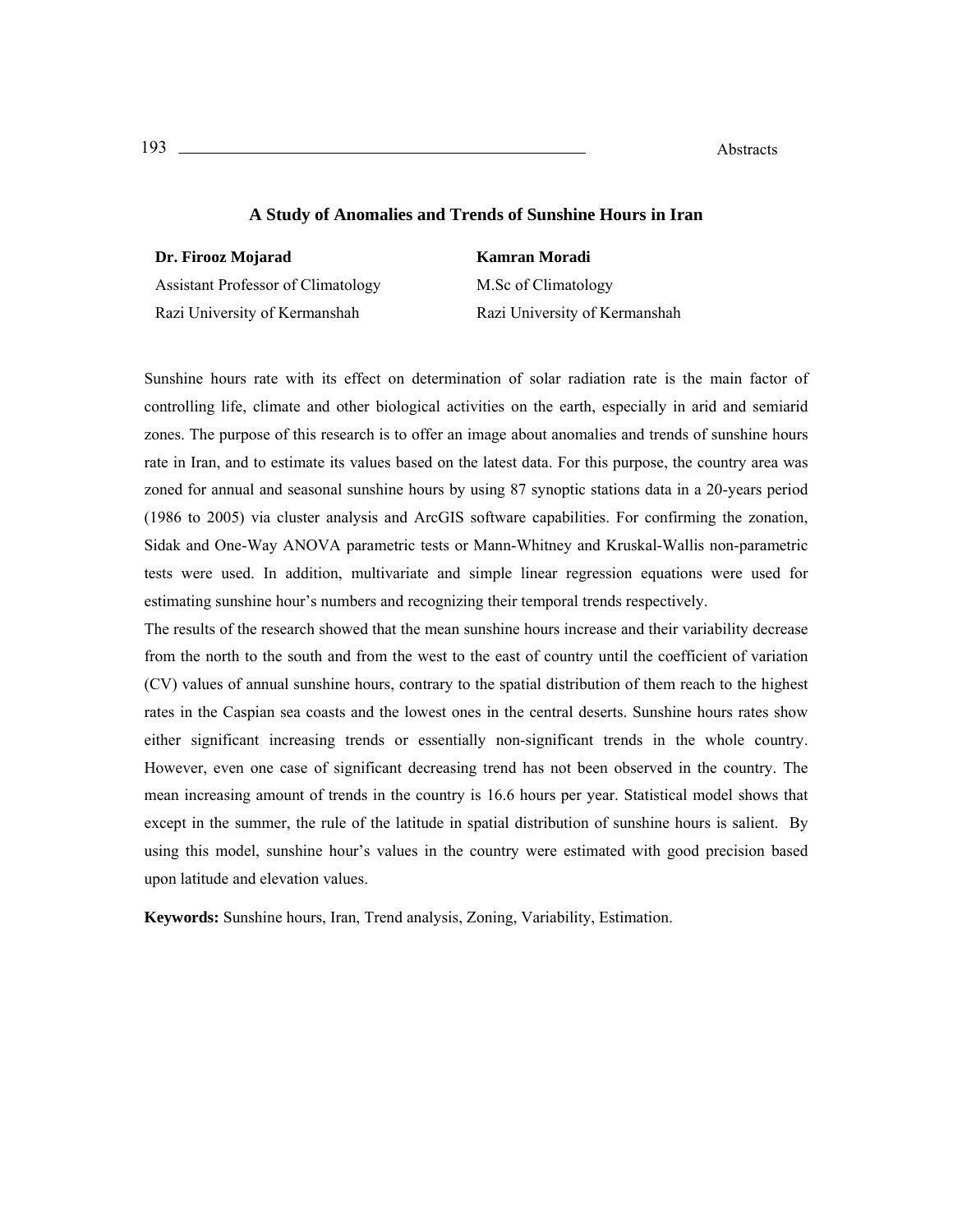## A Study of Anomalies and Trends of Sunshine Hours in Iran

**Dr. Firooz Mojarad**
Assistant Professor of Climatology
Razi University of Kermanshah

**Kamran Moradi**
M.Sc of Climatology
Razi University of Kermanshah

Sunshine hours rate with its effect on determination of solar radiation rate is the main factor of controlling life, climate and other biological activities on the earth, especially in arid and semiarid zones. The purpose of this research is to offer an image about anomalies and trends of sunshine hours rate in Iran, and to estimate its values based on the latest data. For this purpose, the country area was zoned for annual and seasonal sunshine hours by using 87 synoptic stations data in a 20-years period (1986 to 2005) via cluster analysis and ArcGIS software capabilities. For confirming the zonation, Sidak and One-Way ANOVA parametric tests or Mann-Whitney and Kruskal-Wallis non-parametric tests were used. In addition, multivariate and simple linear regression equations were used for estimating sunshine hour's numbers and recognizing their temporal trends respectively.

The results of the research showed that the mean sunshine hours increase and their variability decrease from the north to the south and from the west to the east of country until the coefficient of variation (CV) values of annual sunshine hours, contrary to the spatial distribution of them reach to the highest rates in the Caspian sea coasts and the lowest ones in the central deserts. Sunshine hours rates show either significant increasing trends or essentially non-significant trends in the whole country. However, even one case of significant decreasing trend has not been observed in the country. The mean increasing amount of trends in the country is 16.6 hours per year. Statistical model shows that except in the summer, the rule of the latitude in spatial distribution of sunshine hours is salient. By using this model, sunshine hour's values in the country were estimated with good precision based upon latitude and elevation values.

**Keywords:** Sunshine hours, Iran, Trend analysis, Zoning, Variability, Estimation.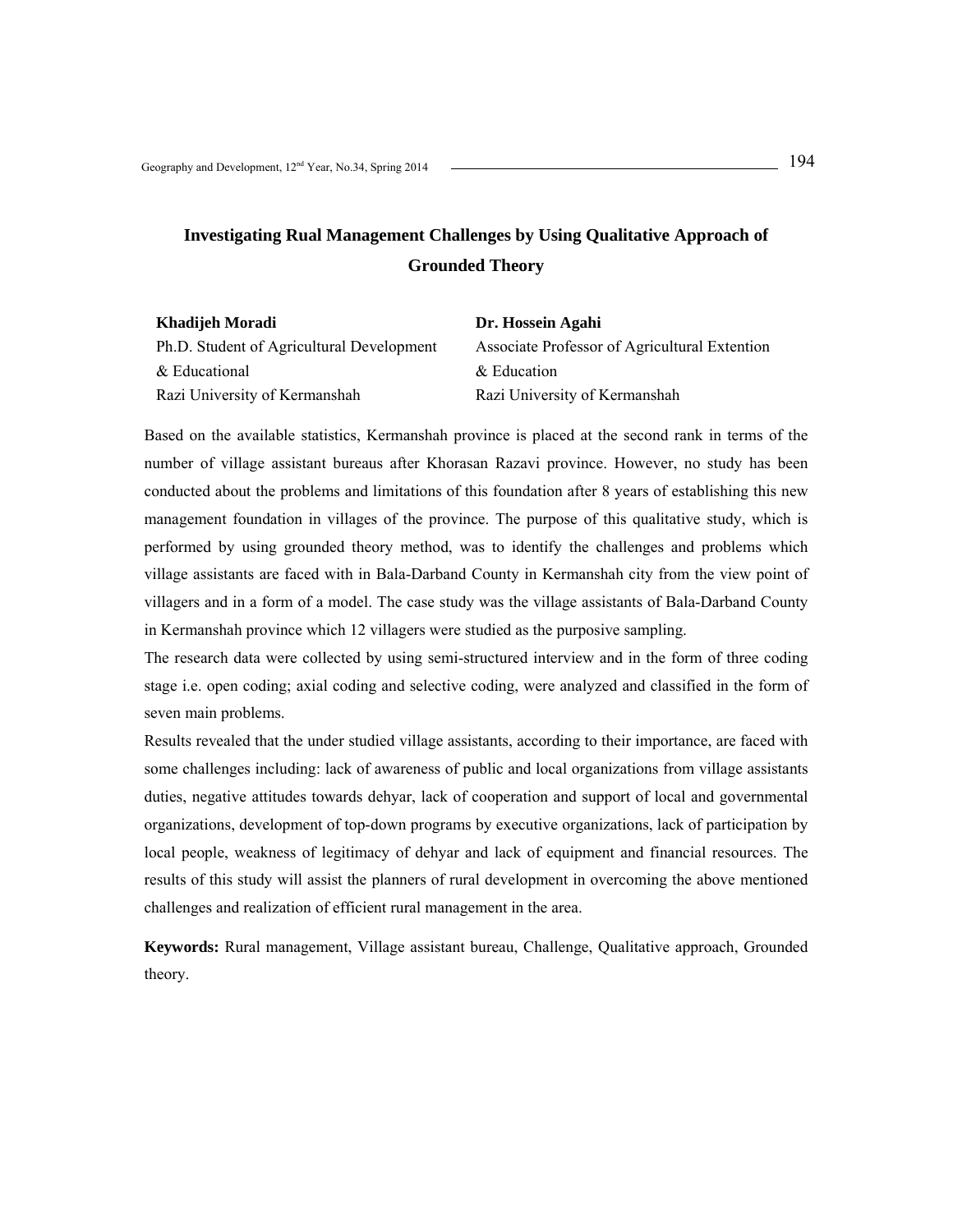# Investigating Rual Management Challenges by Using Qualitative Approach of Grounded Theory

**Khadijeh Moradi**
Ph.D. Student of Agricultural Development & Educational
Razi University of Kermanshah

**Dr. Hossein Agahi**
Associate Professor of Agricultural Extention & Education
Razi University of Kermanshah

Based on the available statistics, Kermanshah province is placed at the second rank in terms of the number of village assistant bureaus after Khorasan Razavi province. However, no study has been conducted about the problems and limitations of this foundation after 8 years of establishing this new management foundation in villages of the province. The purpose of this qualitative study, which is performed by using grounded theory method, was to identify the challenges and problems which village assistants are faced with in Bala-Darband County in Kermanshah city from the view point of villagers and in a form of a model. The case study was the village assistants of Bala-Darband County in Kermanshah province which 12 villagers were studied as the purposive sampling.

The research data were collected by using semi-structured interview and in the form of three coding stage i.e. open coding; axial coding and selective coding, were analyzed and classified in the form of seven main problems.

Results revealed that the under studied village assistants, according to their importance, are faced with some challenges including: lack of awareness of public and local organizations from village assistants duties, negative attitudes towards dehyar, lack of cooperation and support of local and governmental organizations, development of top-down programs by executive organizations, lack of participation by local people, weakness of legitimacy of dehyar and lack of equipment and financial resources. The results of this study will assist the planners of rural development in overcoming the above mentioned challenges and realization of efficient rural management in the area.

**Keywords:** Rural management, Village assistant bureau, Challenge, Qualitative approach, Grounded theory.